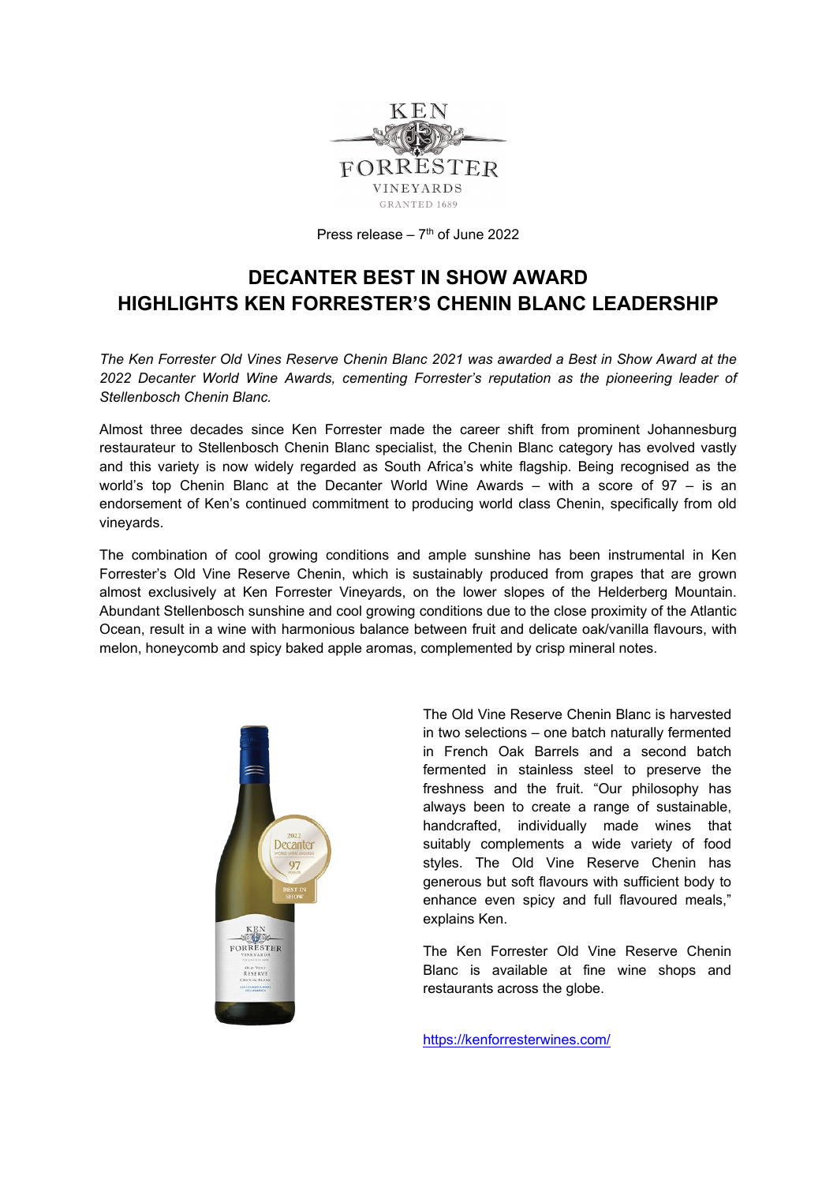KEN FORRESTER VINEYARDS GRANTED 1689

Press release – 7th of June 2022

# DECANTER BEST IN SHOW AWARD HIGHLIGHTS KEN FORRESTER'S CHENIN BLANC LEADERSHIP

*The Ken Forrester Old Vines Reserve Chenin Blanc 2021 was awarded a Best in Show Award at the 2022 Decanter World Wine Awards, cementing Forrester's reputation as the pioneering leader of Stellenbosch Chenin Blanc.*

Almost three decades since Ken Forrester made the career shift from prominent Johannesburg restaurateur to Stellenbosch Chenin Blanc specialist, the Chenin Blanc category has evolved vastly and this variety is now widely regarded as South Africa's white flagship. Being recognised as the world's top Chenin Blanc at the Decanter World Wine Awards – with a score of 97 – is an endorsement of Ken's continued commitment to producing world class Chenin, specifically from old vineyards.

The combination of cool growing conditions and ample sunshine has been instrumental in Ken Forrester's Old Vine Reserve Chenin, which is sustainably produced from grapes that are grown almost exclusively at Ken Forrester Vineyards, on the lower slopes of the Helderberg Mountain. Abundant Stellenbosch sunshine and cool growing conditions due to the close proximity of the Atlantic Ocean, result in a wine with harmonious balance between fruit and delicate oak/vanilla flavours, with melon, honeycomb and spicy baked apple aromas, complemented by crisp mineral notes.

The Old Vine Reserve Chenin Blanc is harvested in two selections – one batch naturally fermented in French Oak Barrels and a second batch fermented in stainless steel to preserve the freshness and the fruit. "Our philosophy has always been to create a range of sustainable, handcrafted, individually made wines that suitably complements a wide variety of food styles. The Old Vine Reserve Chenin has generous but soft flavours with sufficient body to enhance even spicy and full flavoured meals," explains Ken.

The Ken Forrester Old Vine Reserve Chenin Blanc is available at fine wine shops and restaurants across the globe.

https://kenforresterwines.com/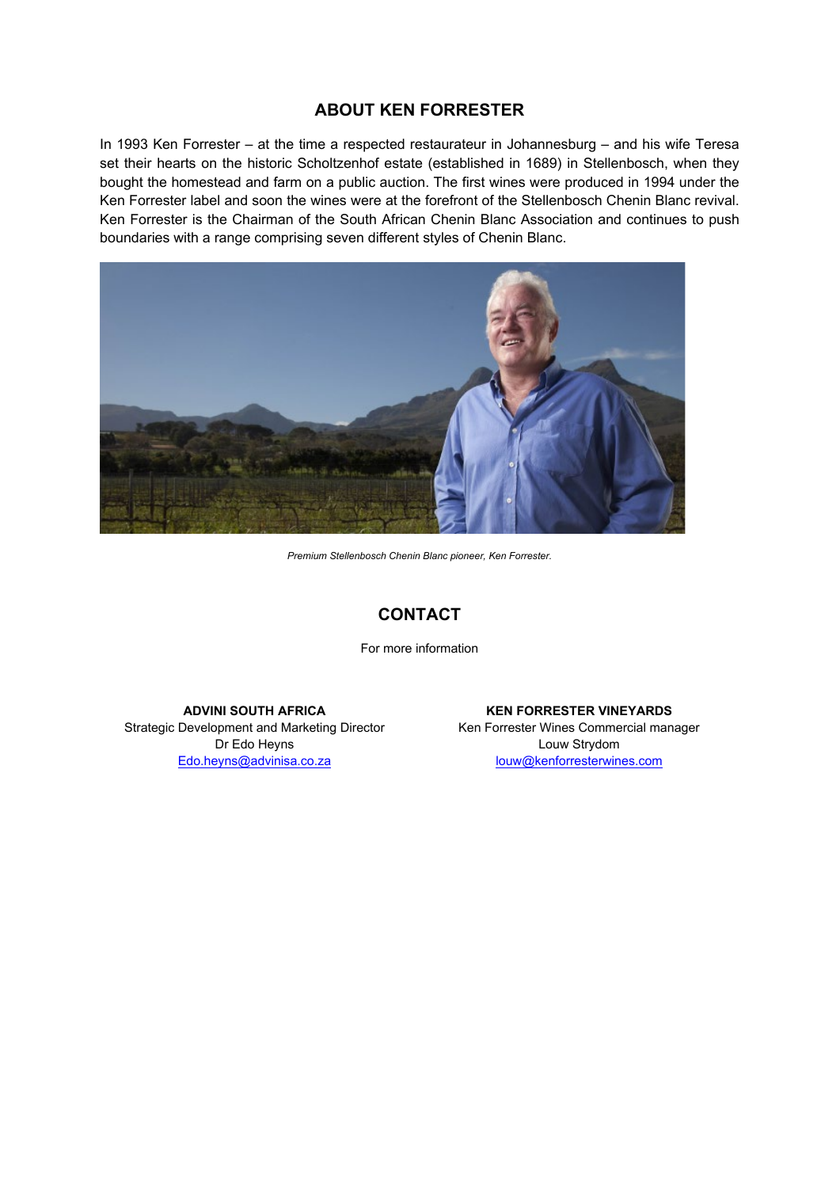## ABOUT KEN FORRESTER

In 1993 Ken Forrester – at the time a respected restaurateur in Johannesburg – and his wife Teresa set their hearts on the historic Scholtzenhof estate (established in 1689) in Stellenbosch, when they bought the homestead and farm on a public auction. The first wines were produced in 1994 under the Ken Forrester label and soon the wines were at the forefront of the Stellenbosch Chenin Blanc revival. Ken Forrester is the Chairman of the South African Chenin Blanc Association and continues to push boundaries with a range comprising seven different styles of Chenin Blanc.

*Premium Stellenbosch Chenin Blanc pioneer, Ken Forrester.*

## CONTACT

For more information

**ADVINI SOUTH AFRICA**
Strategic Development and Marketing Director
Dr Edo Heyns
Edo.heyns@advinisa.co.za

**KEN FORRESTER VINEYARDS**
Ken Forrester Wines Commercial manager
Louw Strydom
louw@kenforresterwines.com